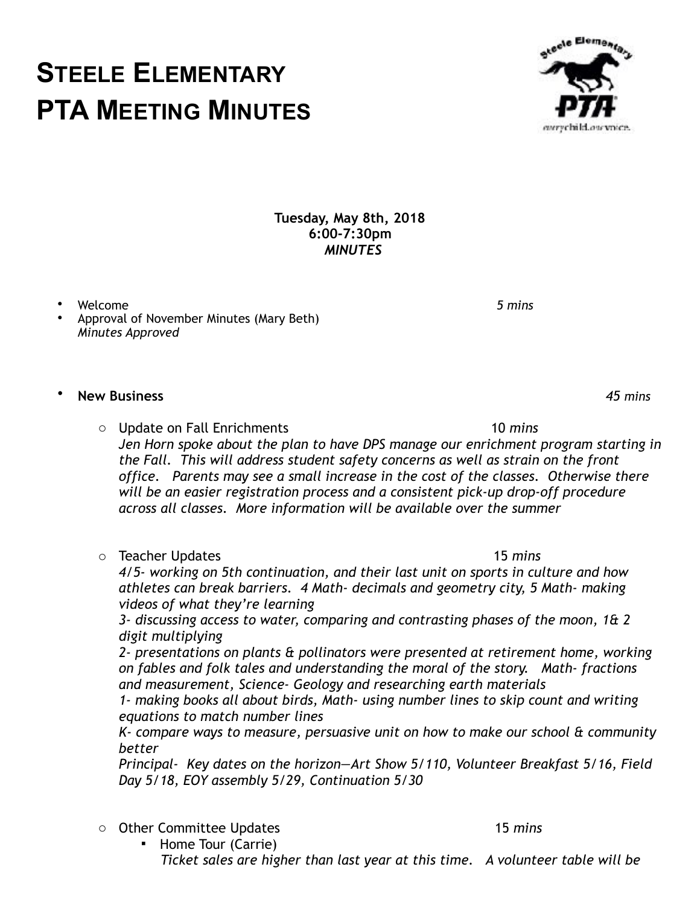# Steele Elementary PTA Meeting Minutes

**Tuesday, May 8th, 2018**
**6:00-7:30pm**
***MINUTES***

- Welcome *5 mins*
- Approval of November Minutes (Mary Beth)
  *Minutes Approved*

- **New Business** *45 mins*
  - Update on Fall Enrichments 10 *mins*
    *Jen Horn spoke about the plan to have DPS manage our enrichment program starting in the Fall. This will address student safety concerns as well as strain on the front office. Parents may see a small increase in the cost of the classes. Otherwise there will be an easier registration process and a consistent pick-up drop-off procedure across all classes. More information will be available over the summer*

  - Teacher Updates 15 *mins*
    *4/5- working on 5th continuation, and their last unit on sports in culture and how athletes can break barriers. 4 Math- decimals and geometry city, 5 Math- making videos of what they're learning*
    *3- discussing access to water, comparing and contrasting phases of the moon, 1& 2 digit multiplying*
    *2- presentations on plants & pollinators were presented at retirement home, working on fables and folk tales and understanding the moral of the story. Math- fractions and measurement, Science- Geology and researching earth materials*
    *1- making books all about birds, Math- using number lines to skip count and writing equations to match number lines*
    *K- compare ways to measure, persuasive unit on how to make our school & community better*
    *Principal- Key dates on the horizon—Art Show 5/110, Volunteer Breakfast 5/16, Field Day 5/18, EOY assembly 5/29, Continuation 5/30*

  - Other Committee Updates 15 *mins*
    - Home Tour (Carrie)
      *Ticket sales are higher than last year at this time. A volunteer table will be*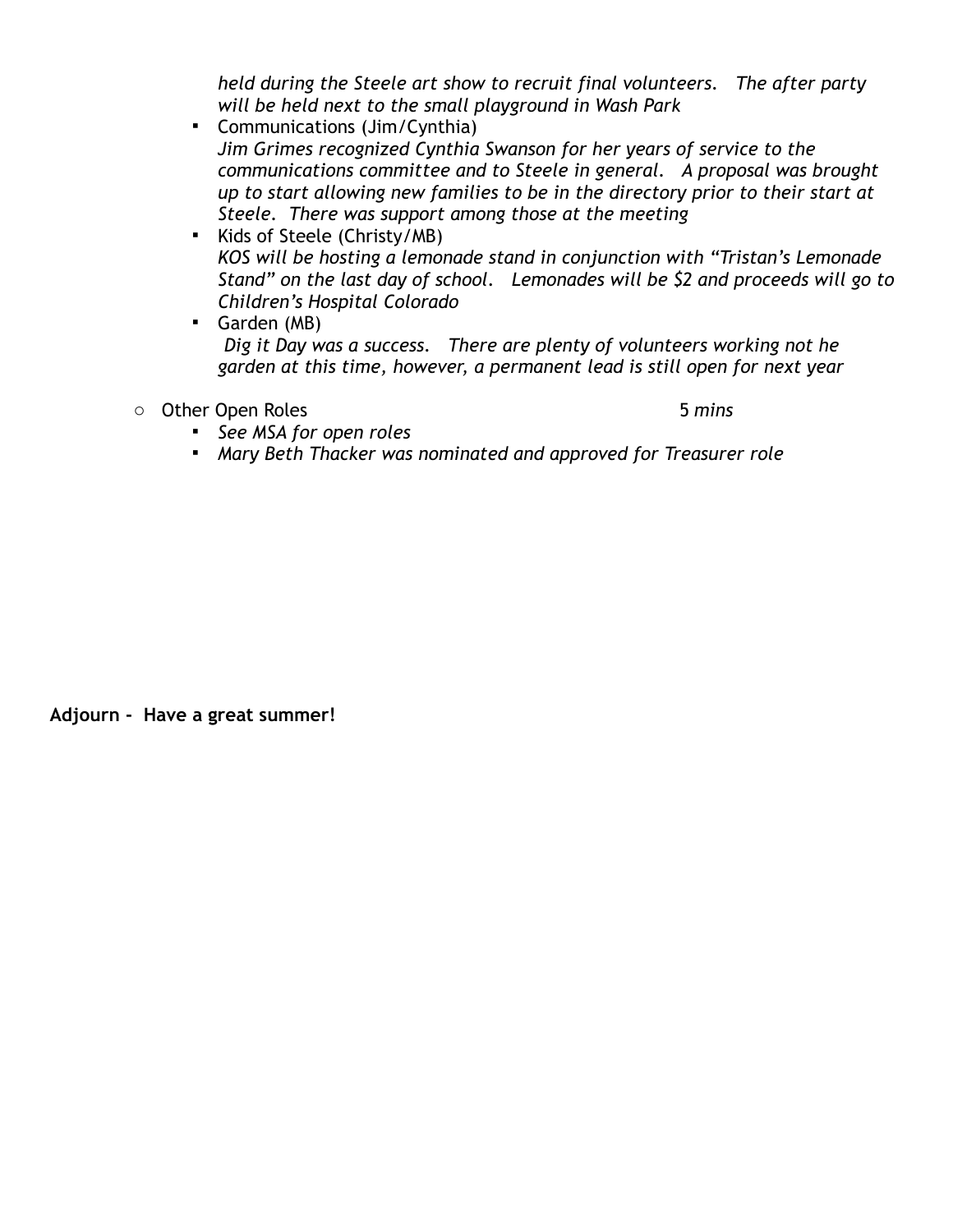*held during the Steele art show to recruit final volunteers. The after party will be held next to the small playground in Wash Park*

  - Communications (Jim/Cynthia)
    *Jim Grimes recognized Cynthia Swanson for her years of service to the communications committee and to Steele in general. A proposal was brought up to start allowing new families to be in the directory prior to their start at Steele. There was support among those at the meeting*
  - Kids of Steele (Christy/MB)
    *KOS will be hosting a lemonade stand in conjunction with "Tristan's Lemonade Stand" on the last day of school. Lemonades will be $2 and proceeds will go to Children's Hospital Colorado*
  - Garden (MB)
    *Dig it Day was a success. There are plenty of volunteers working not he garden at this time, however, a permanent lead is still open for next year*

- Other Open Roles — 5 *mins*
  - *See MSA for open roles*
  - *Mary Beth Thacker was nominated and approved for Treasurer role*

**Adjourn - Have a great summer!**